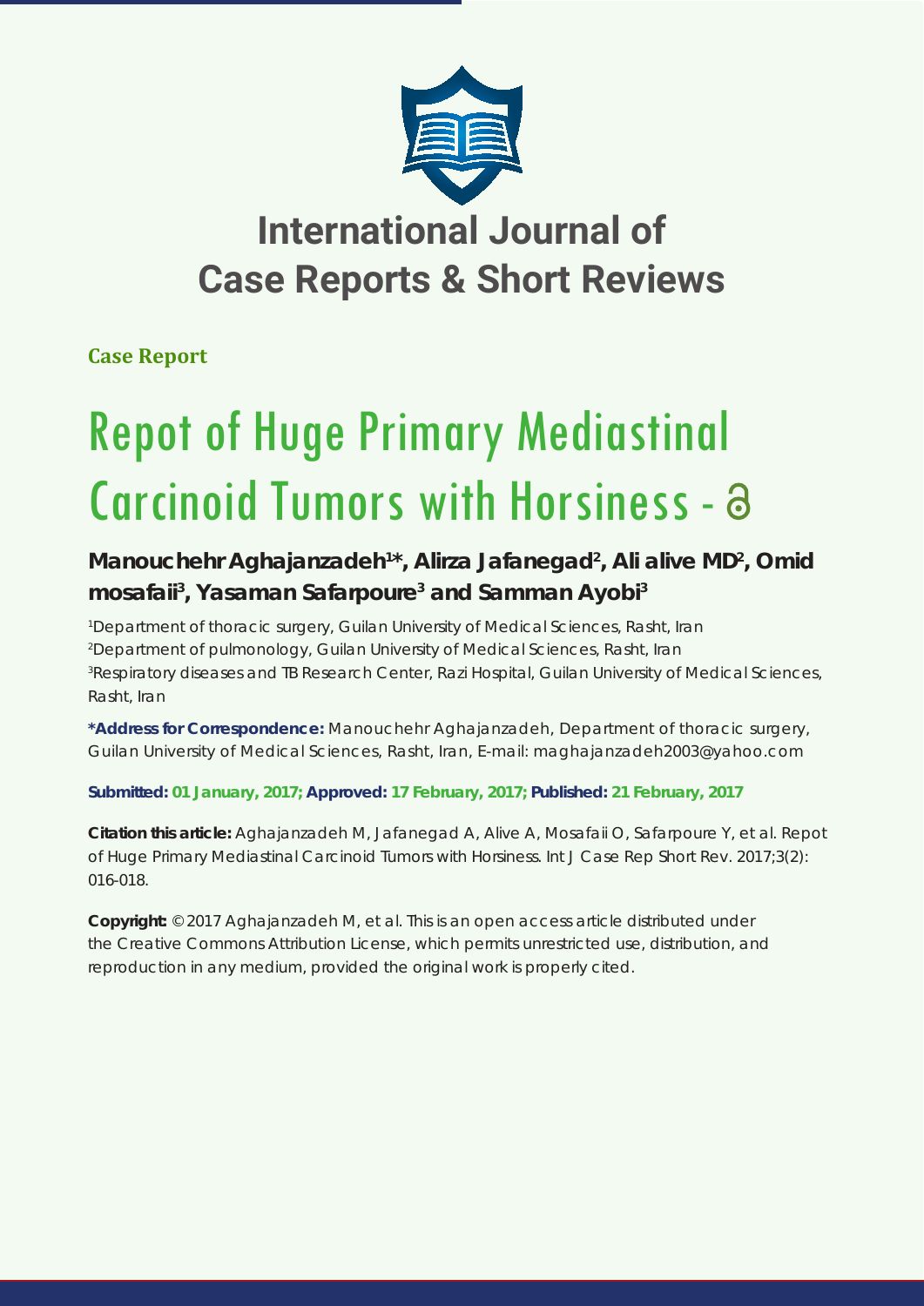# International Journal of Case Reports & Short Reviews

**Case Report**

# Repot of Huge Primary Mediastinal Carcinoid Tumors with Horsiness

**Manouchehr Aghajanzadeh[1]\*, Alirza Jafanegad[2], Ali alive MD[2], Omid mosafaii[3], Yasaman Safarpoure[3] and Samman Ayobi[3]**

[1]Department of thoracic surgery, Guilan University of Medical Sciences, Rasht, Iran
[2]Department of pulmonology, Guilan University of Medical Sciences, Rasht, Iran
[3]Respiratory diseases and TB Research Center, Razi Hospital, Guilan University of Medical Sciences, Rasht, Iran

**\*Address for Correspondence:** Manouchehr Aghajanzadeh, Department of thoracic surgery, Guilan University of Medical Sciences, Rasht, Iran, E-mail: maghajanzadeh2003@yahoo.com

**Submitted: 01 January, 2017; Approved: 17 February, 2017; Published: 21 February, 2017**

**Citation this article:** Aghajanzadeh M, Jafanegad A, Alive A, Mosafaii O, Safarpoure Y, et al. Repot of Huge Primary Mediastinal Carcinoid Tumors with Horsiness. Int J Case Rep Short Rev. 2017;3(2): 016-018.

**Copyright:** © 2017 Aghajanzadeh M, et al. This is an open access article distributed under the Creative Commons Attribution License, which permits unrestricted use, distribution, and reproduction in any medium, provided the original work is properly cited.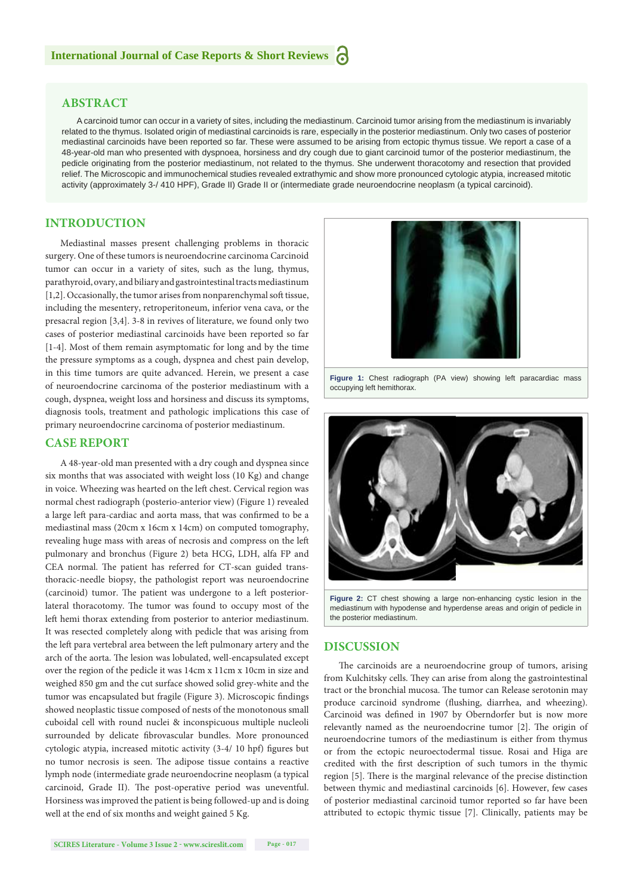## ABSTRACT

A carcinoid tumor can occur in a variety of sites, including the mediastinum. Carcinoid tumor arising from the mediastinum is invariably related to the thymus. Isolated origin of mediastinal carcinoids is rare, especially in the posterior mediastinum. Only two cases of posterior mediastinal carcinoids have been reported so far. These were assumed to be arising from ectopic thymus tissue. We report a case of a 48-year-old man who presented with dyspnoea, horsiness and dry cough due to giant carcinoid tumor of the posterior mediastinum, the pedicle originating from the posterior mediastinum, not related to the thymus. She underwent thoracotomy and resection that provided relief. The Microscopic and immunochemical studies revealed extrathymic and show more pronounced cytologic atypia, increased mitotic activity (approximately 3-/ 410 HPF), Grade II) Grade II or (intermediate grade neuroendocrine neoplasm (a typical carcinoid).

## INTRODUCTION

Mediastinal masses present challenging problems in thoracic surgery. One of these tumors is neuroendocrine carcinoma Carcinoid tumor can occur in a variety of sites, such as the lung, thymus, parathyroid, ovary, and biliary and gastrointestinal tracts mediastinum [1,2]. Occasionally, the tumor arises from nonparenchymal soft tissue, including the mesentery, retroperitoneum, inferior vena cava, or the presacral region [3,4]. 3-8 in revives of literature, we found only two cases of posterior mediastinal carcinoids have been reported so far [1-4]. Most of them remain asymptomatic for long and by the time the pressure symptoms as a cough, dyspnea and chest pain develop, in this time tumors are quite advanced. Herein, we present a case of neuroendocrine carcinoma of the posterior mediastinum with a cough, dyspnea, weight loss and horsiness and discuss its symptoms, diagnosis tools, treatment and pathologic implications this case of primary neuroendocrine carcinoma of posterior mediastinum.

## CASE REPORT

A 48-year-old man presented with a dry cough and dyspnea since six months that was associated with weight loss (10 Kg) and change in voice. Wheezing was hearted on the left chest. Cervical region was normal chest radiograph (posterio-anterior view) (Figure 1) revealed a large left para-cardiac and aorta mass, that was confirmed to be a mediastinal mass (20cm x 16cm x 14cm) on computed tomography, revealing huge mass with areas of necrosis and compress on the left pulmonary and bronchus (Figure 2) beta HCG, LDH, alfa FP and CEA normal. The patient has referred for CT-scan guided trans-thoracic-needle biopsy, the pathologist report was neuroendocrine (carcinoid) tumor. The patient was undergone to a left posterior-lateral thoracotomy. The tumor was found to occupy most of the left hemi thorax extending from posterior to anterior mediastinum. It was resected completely along with pedicle that was arising from the left para vertebral area between the left pulmonary artery and the arch of the aorta. The lesion was lobulated, well-encapsulated except over the region of the pedicle it was 14cm x 11cm x 10cm in size and weighed 850 gm and the cut surface showed solid grey-white and the tumor was encapsulated but fragile (Figure 3). Microscopic findings showed neoplastic tissue composed of nests of the monotonous small cuboidal cell with round nuclei & inconspicuous multiple nucleoli surrounded by delicate fibrovascular bundles. More pronounced cytologic atypia, increased mitotic activity (3-4/ 10 hpf) figures but no tumor necrosis is seen. The adipose tissue contains a reactive lymph node (intermediate grade neuroendocrine neoplasm (a typical carcinoid, Grade II). The post-operative period was uneventful. Horsiness was improved the patient is being followed-up and is doing well at the end of six months and weight gained 5 Kg.

**Figure 1:** Chest radiograph (PA view) showing left paracardiac mass occupying left hemithorax.

**Figure 2:** CT chest showing a large non-enhancing cystic lesion in the mediastinum with hypodense and hyperdense areas and origin of pedicle in the posterior mediastinum.

## DISCUSSION

The carcinoids are a neuroendocrine group of tumors, arising from Kulchitsky cells. They can arise from along the gastrointestinal tract or the bronchial mucosa. The tumor can Release serotonin may produce carcinoid syndrome (flushing, diarrhea, and wheezing). Carcinoid was defined in 1907 by Oberndorfer but is now more relevantly named as the neuroendocrine tumor [2]. The origin of neuroendocrine tumors of the mediastinum is either from thymus or from the ectopic neuroectodermal tissue. Rosai and Higa are credited with the first description of such tumors in the thymic region [5]. There is the marginal relevance of the precise distinction between thymic and mediastinal carcinoids [6]. However, few cases of posterior mediastinal carcinoid tumor reported so far have been attributed to ectopic thymic tissue [7]. Clinically, patients may be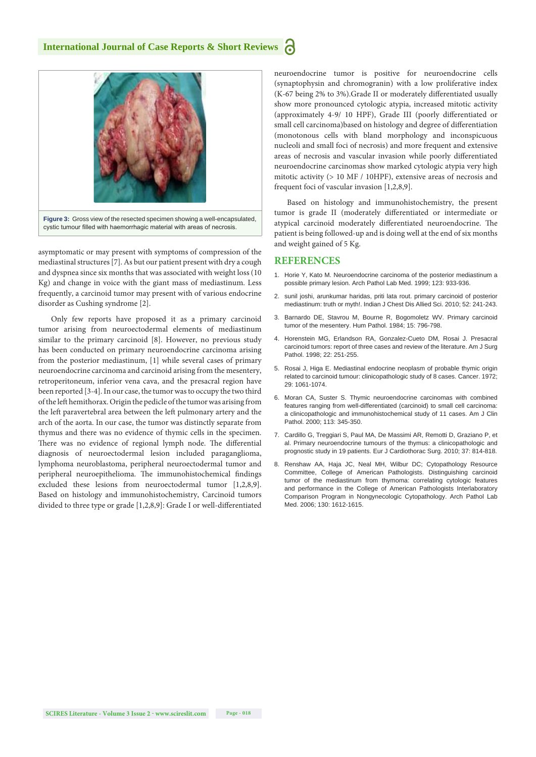Figure 3: Gross view of the resected specimen showing a well-encapsulated, cystic tumour filled with haemorrhagic material with areas of necrosis.

asymptomatic or may present with symptoms of compression of the mediastinal structures [7]. As but our patient present with dry a cough and dyspnea since six months that was associated with weight loss (10 Kg) and change in voice with the giant mass of mediastinum. Less frequently, a carcinoid tumor may present with of various endocrine disorder as Cushing syndrome [2].

Only few reports have proposed it as a primary carcinoid tumor arising from neuroectodermal elements of mediastinum similar to the primary carcinoid [8]. However, no previous study has been conducted on primary neuroendocrine carcinoma arising from the posterior mediastinum, [1] while several cases of primary neuroendocrine carcinoma and carcinoid arising from the mesentery, retroperitoneum, inferior vena cava, and the presacral region have been reported [3-4]. In our case, the tumor was to occupy the two third of the left hemithorax. Origin the pedicle of the tumor was arising from the left paravertebral area between the left pulmonary artery and the arch of the aorta. In our case, the tumor was distinctly separate from thymus and there was no evidence of thymic cells in the specimen. There was no evidence of regional lymph node. The differential diagnosis of neuroectodermal lesion included paraganglioma, lymphoma neuroblastoma, peripheral neuroectodermal tumor and peripheral neuroepithelioma. The immunohistochemical findings excluded these lesions from neuroectodermal tumor [1,2,8,9]. Based on histology and immunohistochemistry, Carcinoid tumors divided to three type or grade [1,2,8,9]: Grade I or well-differentiated neuroendocrine tumor is positive for neuroendocrine cells (synaptophysin and chromogranin) with a low proliferative index (K-67 being 2% to 3%).Grade II or moderately differentiated usually show more pronounced cytologic atypia, increased mitotic activity (approximately 4-9/ 10 HPF), Grade III (poorly differentiated or small cell carcinoma)based on histology and degree of differentiation (monotonous cells with bland morphology and inconspicuous nucleoli and small foci of necrosis) and more frequent and extensive areas of necrosis and vascular invasion while poorly differentiated neuroendocrine carcinomas show marked cytologic atypia very high mitotic activity (> 10 MF / 10HPF), extensive areas of necrosis and frequent foci of vascular invasion [1,2,8,9].

Based on histology and immunohistochemistry, the present tumor is grade II (moderately differentiated or intermediate or atypical carcinoid moderately differentiated neuroendocrine. The patient is being followed-up and is doing well at the end of six months and weight gained of 5 Kg.

## REFERENCES

1. Horie Y, Kato M. Neuroendocrine carcinoma of the posterior mediastinum a possible primary lesion. Arch Pathol Lab Med. 1999; 123: 933-936.
2. sunil joshi, arunkumar haridas, priti lata rout. primary carcinoid of posterior mediastinum: truth or myth!. Indian J Chest Dis Allied Sci. 2010; 52: 241-243.
3. Barnardo DE, Stavrou M, Bourne R, Bogomoletz WV. Primary carcinoid tumor of the mesentery. Hum Pathol. 1984; 15: 796-798.
4. Horenstein MG, Erlandson RA, Gonzalez-Cueto DM, Rosai J. Presacral carcinoid tumors: report of three cases and review of the literature. Am J Surg Pathol. 1998; 22: 251-255.
5. Rosai J, Higa E. Mediastinal endocrine neoplasm of probable thymic origin related to carcinoid tumour: clinicopathologic study of 8 cases. Cancer. 1972; 29: 1061-1074.
6. Moran CA, Suster S. Thymic neuroendocrine carcinomas with combined features ranging from well-differentiated (carcinoid) to small cell carcinoma: a clinicopathologic and immunohistochemical study of 11 cases. Am J Clin Pathol. 2000; 113: 345-350.
7. Cardillo G, Treggiari S, Paul MA, De Massimi AR, Remotti D, Graziano P, et al. Primary neuroendocrine tumours of the thymus: a clinicopathologic and prognostic study in 19 patients. Eur J Cardiothorac Surg. 2010; 37: 814-818.
8. Renshaw AA, Haja JC, Neal MH, Wilbur DC; Cytopathology Resource Committee, College of American Pathologists. Distinguishing carcinoid tumor of the mediastinum from thymoma: correlating cytologic features and performance in the College of American Pathologists Interlaboratory Comparison Program in Nongynecologic Cytopathology. Arch Pathol Lab Med. 2006; 130: 1612-1615.